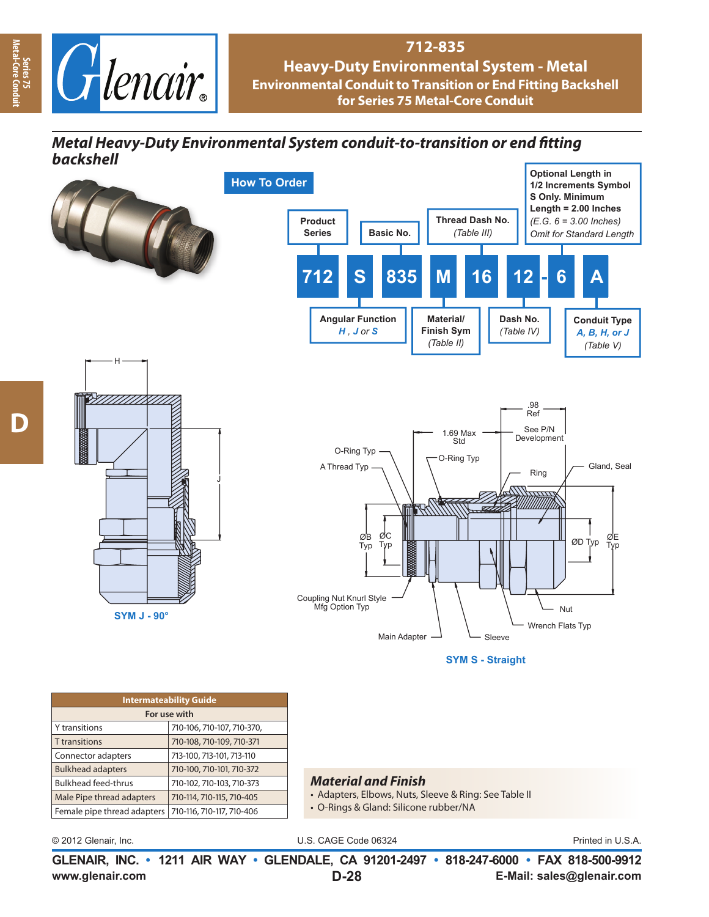# 712-835

## Heavy-Duty Environmental System - Metal

### Environmental Conduit to Transition or End Fitting Backshell for Series 75 Metal-Core Conduit

## *Metal Heavy-Duty Environmental System conduit-to-transition or end fitting backshell*

### How To Order

| 712 | S | 835 | M | 16 | 12 - 6 | A |
|---|---|---|---|---|---|---|

- **Product Series** — 712
- **Angular Function** — *H*, *J* or *S* — S
- **Basic No.** — 835
- **Material/Finish Sym** (*Table II*) — M
- **Thread Dash No.** (*Table III*) — 16
- **Dash No.** (*Table IV*) — 12
- **Optional Length in 1/2 Increments Symbol S Only. Minimum Length = 2.00 Inches** (*E.G. 6 = 3.00 Inches*) *Omit for Standard Length* — 6
- **Conduit Type** — *A, B, H, or J* (*Table V*) — A

SYM J - 90°

SYM S - Straight

Diagram labels: H; J; .98 Ref; 1.69 Max Std; See P/N Development; O-Ring Typ; A Thread Typ; Ring; Gland, Seal; ØB Typ; ØC Typ; ØD Typ; ØE Typ; Coupling Nut Knurl Style Mfg Option Typ; Nut; Wrench Flats Typ; Main Adapter; Sleeve

| Intermateability Guide | |
|---|---|
| For use with | |
| Y transitions | 710-106, 710-107, 710-370, |
| T transitions | 710-108, 710-109, 710-371 |
| Connector adapters | 713-100, 713-101, 713-110 |
| Bulkhead adapters | 710-100, 710-101, 710-372 |
| Bulkhead feed-thrus | 710-102, 710-103, 710-373 |
| Male Pipe thread adapters | 710-114, 710-115, 710-405 |
| Female pipe thread adapters | 710-116, 710-117, 710-406 |

### *Material and Finish*

- Adapters, Elbows, Nuts, Sleeve & Ring: See Table II
- O-Rings & Gland: Silicone rubber/NA

© 2012 Glenair, Inc. U.S. CAGE Code 06324 Printed in U.S.A.

**GLENAIR, INC. • 1211 AIR WAY • GLENDALE, CA 91201-2497 • 818-247-6000 • FAX 818-500-9912**

**www.glenair.com** **E-Mail: sales@glenair.com**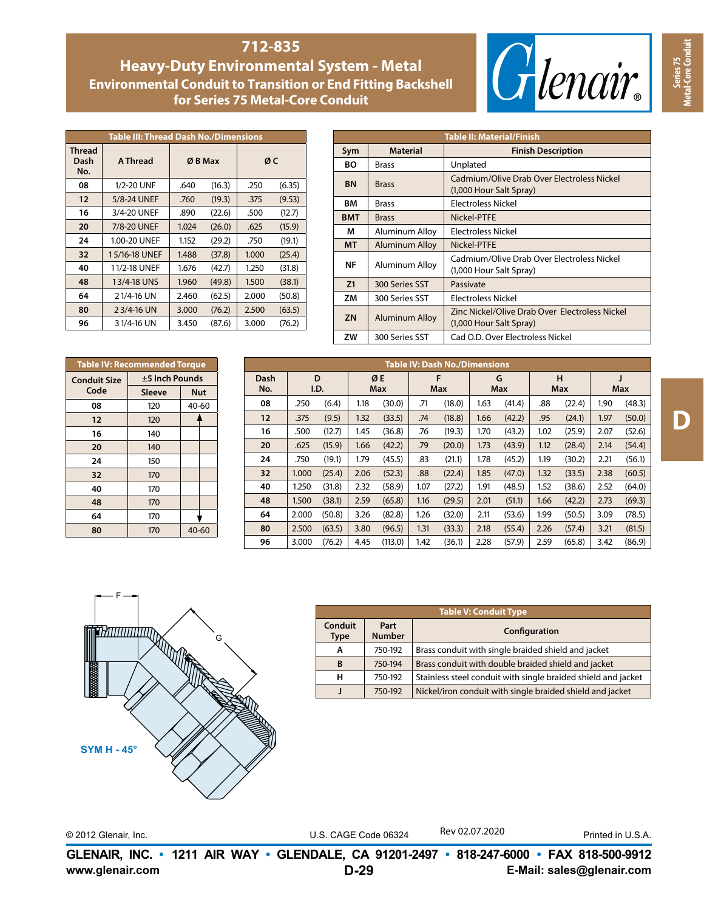# 712-835

## Heavy-Duty Environmental System - Metal

### Environmental Conduit to Transition or End Fitting Backshell for Series 75 Metal-Core Conduit

**Table III: Thread Dash No./Dimensions**

| Thread Dash No. | A Thread | Ø B Max | | Ø C | |
|---|---|---|---|---|---|
| 08 | 1/2-20 UNF | .640 | (16.3) | .250 | (6.35) |
| 12 | 5/8-24 UNEF | .760 | (19.3) | .375 | (9.53) |
| 16 | 3/4-20 UNEF | .890 | (22.6) | .500 | (12.7) |
| 20 | 7/8-20 UNEF | 1.024 | (26.0) | .625 | (15.9) |
| 24 | 1.00-20 UNEF | 1.152 | (29.2) | .750 | (19.1) |
| 32 | 1 5/16-18 UNEF | 1.488 | (37.8) | 1.000 | (25.4) |
| 40 | 1 1/2-18 UNEF | 1.676 | (42.7) | 1.250 | (31.8) |
| 48 | 1 3/4-18 UNS | 1.960 | (49.8) | 1.500 | (38.1) |
| 64 | 2 1/4-16 UN | 2.460 | (62.5) | 2.000 | (50.8) |
| 80 | 2 3/4-16 UN | 3.000 | (76.2) | 2.500 | (63.5) |
| 96 | 3 1/4-16 UN | 3.450 | (87.6) | 3.000 | (76.2) |

**Table II: Material/Finish**

| Sym | Material | Finish Description |
|---|---|---|
| BO | Brass | Unplated |
| BN | Brass | Cadmium/Olive Drab Over Electroless Nickel (1,000 Hour Salt Spray) |
| BM | Brass | Electroless Nickel |
| BMT | Brass | Nickel-PTFE |
| M | Aluminum Alloy | Electroless Nickel |
| MT | Aluminum Alloy | Nickel-PTFE |
| NF | Aluminum Alloy | Cadmium/Olive Drab Over Electroless Nickel (1,000 Hour Salt Spray) |
| Z1 | 300 Series SST | Passivate |
| ZM | 300 Series SST | Electroless Nickel |
| ZN | Aluminum Alloy | Zinc Nickel/Olive Drab Over Electroless Nickel (1,000 Hour Salt Spray) |
| ZW | 300 Series SST | Cad O.D. Over Electroless Nickel |

**Table IV: Recommended Torque**

| Conduit Size Code | ±5 Inch Pounds Sleeve | Nut |
|---|---|---|
| 08 | 120 | 40-60 |
| 12 | 120 | ▲ |
| 16 | 140 | |
| 20 | 140 | |
| 24 | 150 | |
| 32 | 170 | |
| 40 | 170 | |
| 48 | 170 | |
| 64 | 170 | ▼ |
| 80 | 170 | 40-60 |

**Table IV: Dash No./Dimensions**

| Dash No. | D I.D. | | Ø E Max | | F Max | | G Max | | H Max | | J Max | |
|---|---|---|---|---|---|---|---|---|---|---|---|---|
| 08 | .250 | (6.4) | 1.18 | (30.0) | .71 | (18.0) | 1.63 | (41.4) | .88 | (22.4) | 1.90 | (48.3) |
| 12 | .375 | (9.5) | 1.32 | (33.5) | .74 | (18.8) | 1.66 | (42.2) | .95 | (24.1) | 1.97 | (50.0) |
| 16 | .500 | (12.7) | 1.45 | (36.8) | .76 | (19.3) | 1.70 | (43.2) | 1.02 | (25.9) | 2.07 | (52.6) |
| 20 | .625 | (15.9) | 1.66 | (42.2) | .79 | (20.0) | 1.73 | (43.9) | 1.12 | (28.4) | 2.14 | (54.4) |
| 24 | .750 | (19.1) | 1.79 | (45.5) | .83 | (21.1) | 1.78 | (45.2) | 1.19 | (30.2) | 2.21 | (56.1) |
| 32 | 1.000 | (25.4) | 2.06 | (52.3) | .88 | (22.4) | 1.85 | (47.0) | 1.32 | (33.5) | 2.38 | (60.5) |
| 40 | 1.250 | (31.8) | 2.32 | (58.9) | 1.07 | (27.2) | 1.91 | (48.5) | 1.52 | (38.6) | 2.52 | (64.0) |
| 48 | 1.500 | (38.1) | 2.59 | (65.8) | 1.16 | (29.5) | 2.01 | (51.1) | 1.66 | (42.2) | 2.73 | (69.3) |
| 64 | 2.000 | (50.8) | 3.26 | (82.8) | 1.26 | (32.0) | 2.11 | (53.6) | 1.99 | (50.5) | 3.09 | (78.5) |
| 80 | 2.500 | (63.5) | 3.80 | (96.5) | 1.31 | (33.3) | 2.18 | (55.4) | 2.26 | (57.4) | 3.21 | (81.5) |
| 96 | 3.000 | (76.2) | 4.45 | (113.0) | 1.42 | (36.1) | 2.28 | (57.9) | 2.59 | (65.8) | 3.42 | (86.9) |

F

G

SYM H - 45°

**Table V: Conduit Type**

| Conduit Type | Part Number | Configuration |
|---|---|---|
| A | 750-192 | Brass conduit with single braided shield and jacket |
| B | 750-194 | Brass conduit with double braided shield and jacket |
| H | 750-192 | Stainless steel conduit with single braided shield and jacket |
| J | 750-192 | Nickel/iron conduit with single braided shield and jacket |

© 2012 Glenair, Inc. U.S. CAGE Code 06324 Rev 02.07.2020 Printed in U.S.A.

**GLENAIR, INC. • 1211 AIR WAY • GLENDALE, CA 91201-2497 • 818-247-6000 • FAX 818-500-9912**

**www.glenair.com** **E-Mail: sales@glenair.com**